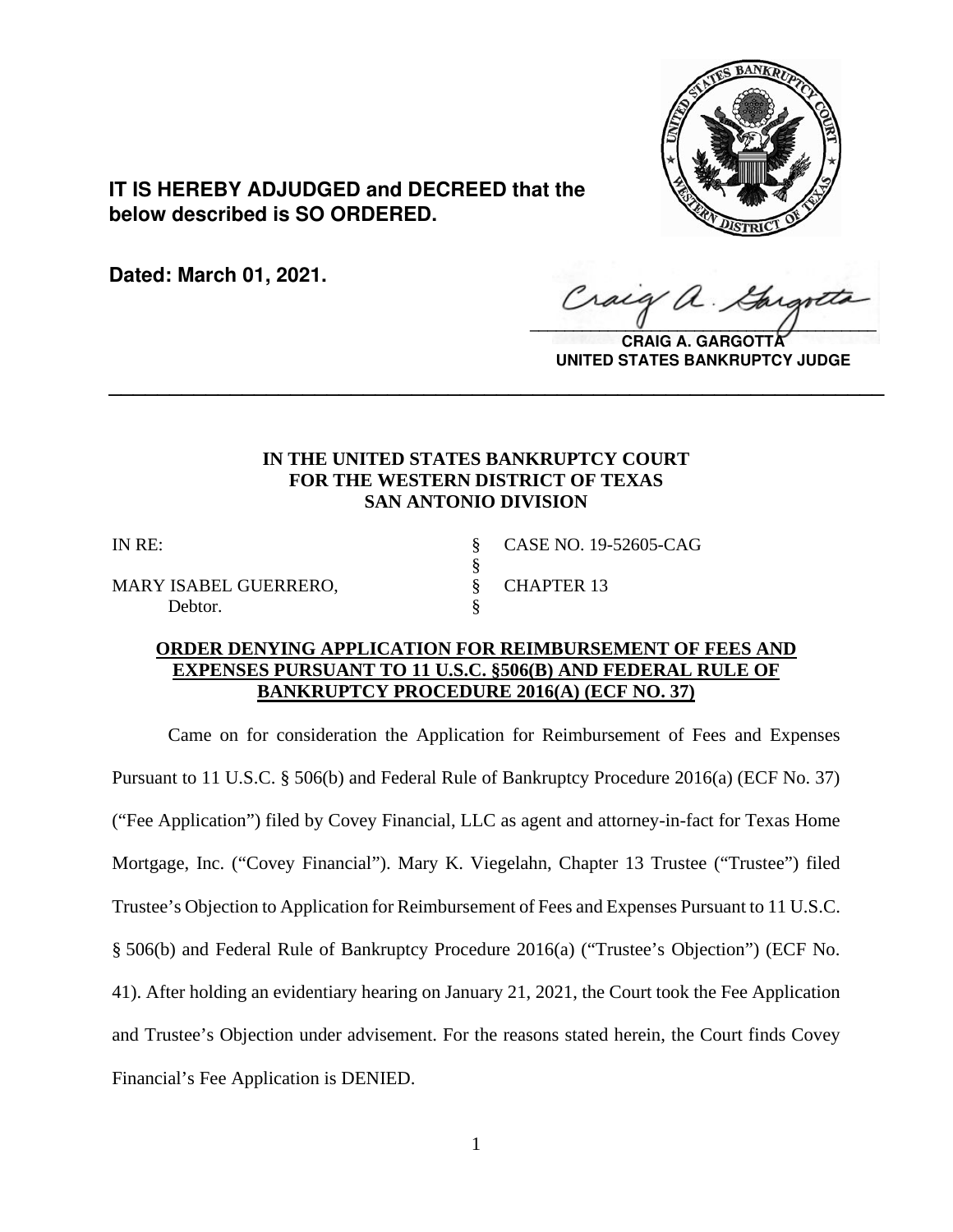**IT IS HEREBY ADJUDGED and DECREED that the below described is SO ORDERED.**

**Dated: March 01, 2021.**

**CRAIG A. GARGOTTA**
**UNITED STATES BANKRUPTCY JUDGE**

---

**IN THE UNITED STATES BANKRUPTCY COURT**
**FOR THE WESTERN DISTRICT OF TEXAS**
**SAN ANTONIO DIVISION**

| | | |
|---|---|---|
| IN RE: | § | CASE NO. 19-52605-CAG |
| | § | |
| MARY ISABEL GUERRERO, | § | CHAPTER 13 |
| Debtor. | § | |

**ORDER DENYING APPLICATION FOR REIMBURSEMENT OF FEES AND EXPENSES PURSUANT TO 11 U.S.C. §506(B) AND FEDERAL RULE OF BANKRUPTCY PROCEDURE 2016(A) (ECF NO. 37)**

Came on for consideration the Application for Reimbursement of Fees and Expenses Pursuant to 11 U.S.C. § 506(b) and Federal Rule of Bankruptcy Procedure 2016(a) (ECF No. 37) ("Fee Application") filed by Covey Financial, LLC as agent and attorney-in-fact for Texas Home Mortgage, Inc. ("Covey Financial"). Mary K. Viegelahn, Chapter 13 Trustee ("Trustee") filed Trustee's Objection to Application for Reimbursement of Fees and Expenses Pursuant to 11 U.S.C. § 506(b) and Federal Rule of Bankruptcy Procedure 2016(a) ("Trustee's Objection") (ECF No. 41). After holding an evidentiary hearing on January 21, 2021, the Court took the Fee Application and Trustee's Objection under advisement. For the reasons stated herein, the Court finds Covey Financial's Fee Application is DENIED.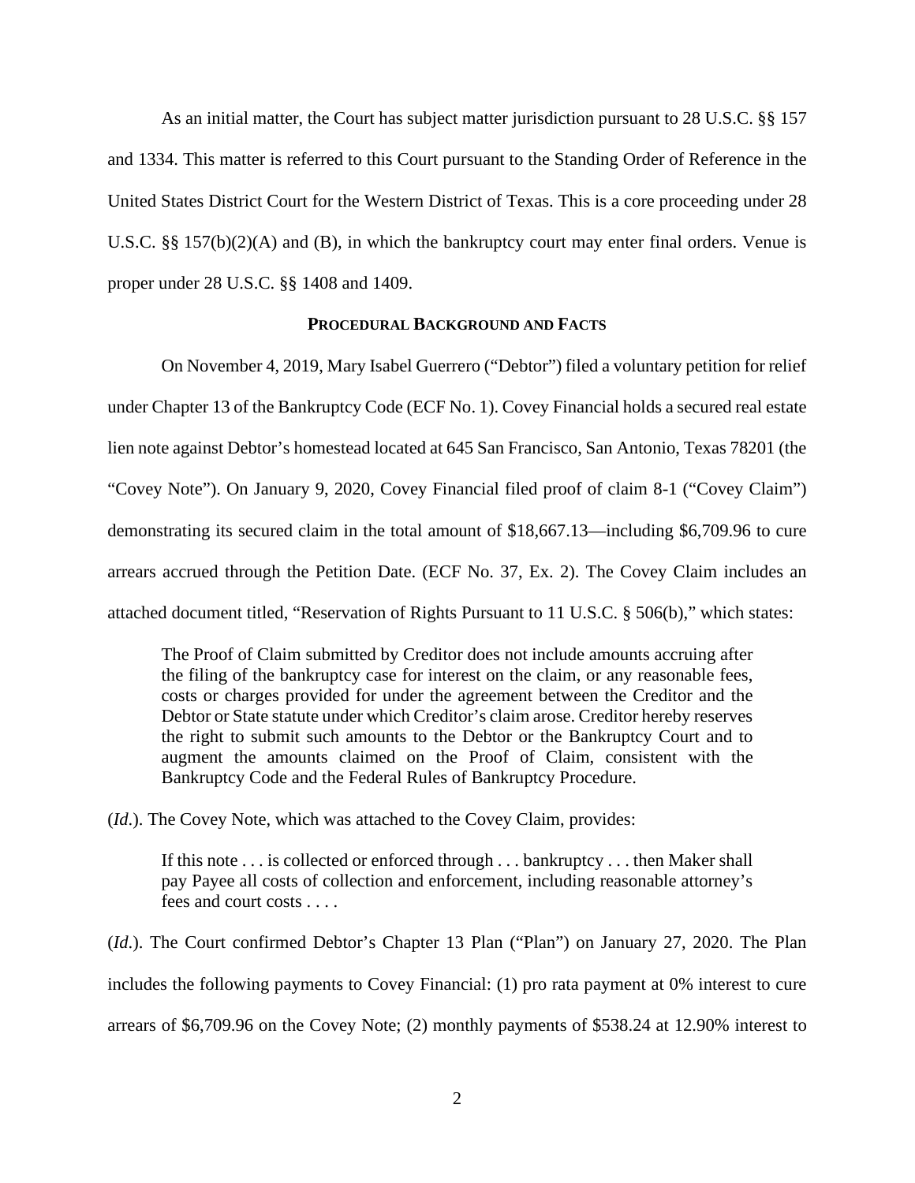As an initial matter, the Court has subject matter jurisdiction pursuant to 28 U.S.C. §§ 157 and 1334. This matter is referred to this Court pursuant to the Standing Order of Reference in the United States District Court for the Western District of Texas. This is a core proceeding under 28 U.S.C. §§ 157(b)(2)(A) and (B), in which the bankruptcy court may enter final orders. Venue is proper under 28 U.S.C. §§ 1408 and 1409.

## PROCEDURAL BACKGROUND AND FACTS

On November 4, 2019, Mary Isabel Guerrero ("Debtor") filed a voluntary petition for relief under Chapter 13 of the Bankruptcy Code (ECF No. 1). Covey Financial holds a secured real estate lien note against Debtor's homestead located at 645 San Francisco, San Antonio, Texas 78201 (the "Covey Note"). On January 9, 2020, Covey Financial filed proof of claim 8-1 ("Covey Claim") demonstrating its secured claim in the total amount of $18,667.13—including $6,709.96 to cure arrears accrued through the Petition Date. (ECF No. 37, Ex. 2). The Covey Claim includes an attached document titled, "Reservation of Rights Pursuant to 11 U.S.C. § 506(b)," which states:

> The Proof of Claim submitted by Creditor does not include amounts accruing after the filing of the bankruptcy case for interest on the claim, or any reasonable fees, costs or charges provided for under the agreement between the Creditor and the Debtor or State statute under which Creditor's claim arose. Creditor hereby reserves the right to submit such amounts to the Debtor or the Bankruptcy Court and to augment the amounts claimed on the Proof of Claim, consistent with the Bankruptcy Code and the Federal Rules of Bankruptcy Procedure.

(*Id.*). The Covey Note, which was attached to the Covey Claim, provides:

> If this note . . . is collected or enforced through . . . bankruptcy . . . then Maker shall pay Payee all costs of collection and enforcement, including reasonable attorney's fees and court costs . . . .

(*Id.*). The Court confirmed Debtor's Chapter 13 Plan ("Plan") on January 27, 2020. The Plan includes the following payments to Covey Financial: (1) pro rata payment at 0% interest to cure arrears of $6,709.96 on the Covey Note; (2) monthly payments of $538.24 at 12.90% interest to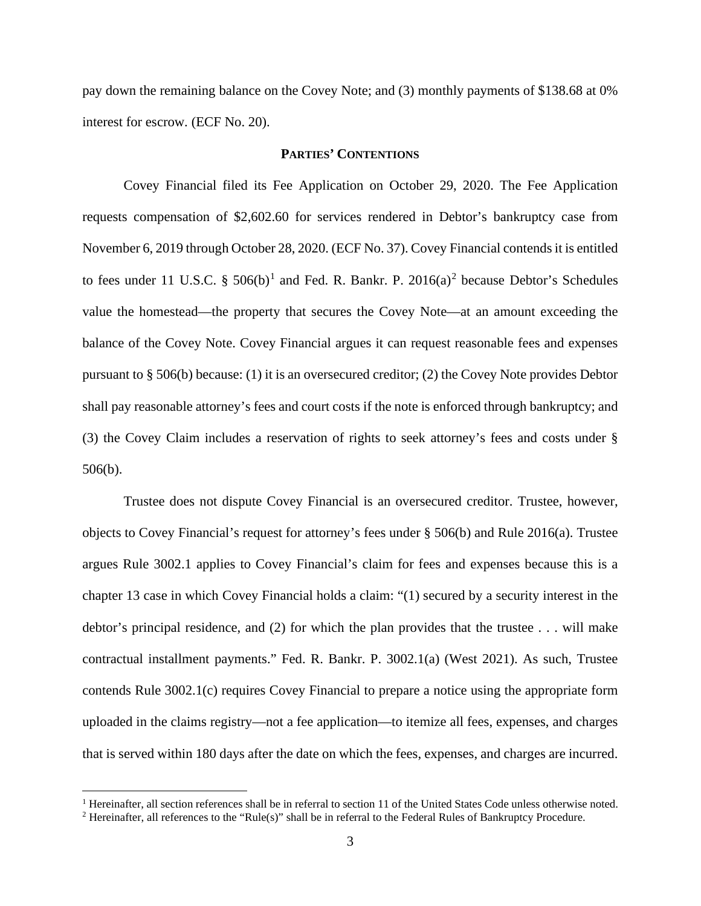pay down the remaining balance on the Covey Note; and (3) monthly payments of $138.68 at 0% interest for escrow. (ECF No. 20).

## PARTIES' CONTENTIONS

Covey Financial filed its Fee Application on October 29, 2020. The Fee Application requests compensation of $2,602.60 for services rendered in Debtor's bankruptcy case from November 6, 2019 through October 28, 2020. (ECF No. 37). Covey Financial contends it is entitled to fees under 11 U.S.C. § 506(b)[1] and Fed. R. Bankr. P. 2016(a)[2] because Debtor's Schedules value the homestead—the property that secures the Covey Note—at an amount exceeding the balance of the Covey Note. Covey Financial argues it can request reasonable fees and expenses pursuant to § 506(b) because: (1) it is an oversecured creditor; (2) the Covey Note provides Debtor shall pay reasonable attorney's fees and court costs if the note is enforced through bankruptcy; and (3) the Covey Claim includes a reservation of rights to seek attorney's fees and costs under § 506(b).

Trustee does not dispute Covey Financial is an oversecured creditor. Trustee, however, objects to Covey Financial's request for attorney's fees under § 506(b) and Rule 2016(a). Trustee argues Rule 3002.1 applies to Covey Financial's claim for fees and expenses because this is a chapter 13 case in which Covey Financial holds a claim: "(1) secured by a security interest in the debtor's principal residence, and (2) for which the plan provides that the trustee . . . will make contractual installment payments." Fed. R. Bankr. P. 3002.1(a) (West 2021). As such, Trustee contends Rule 3002.1(c) requires Covey Financial to prepare a notice using the appropriate form uploaded in the claims registry—not a fee application—to itemize all fees, expenses, and charges that is served within 180 days after the date on which the fees, expenses, and charges are incurred.

---

[1] Hereinafter, all section references shall be in referral to section 11 of the United States Code unless otherwise noted.

[2] Hereinafter, all references to the "Rule(s)" shall be in referral to the Federal Rules of Bankruptcy Procedure.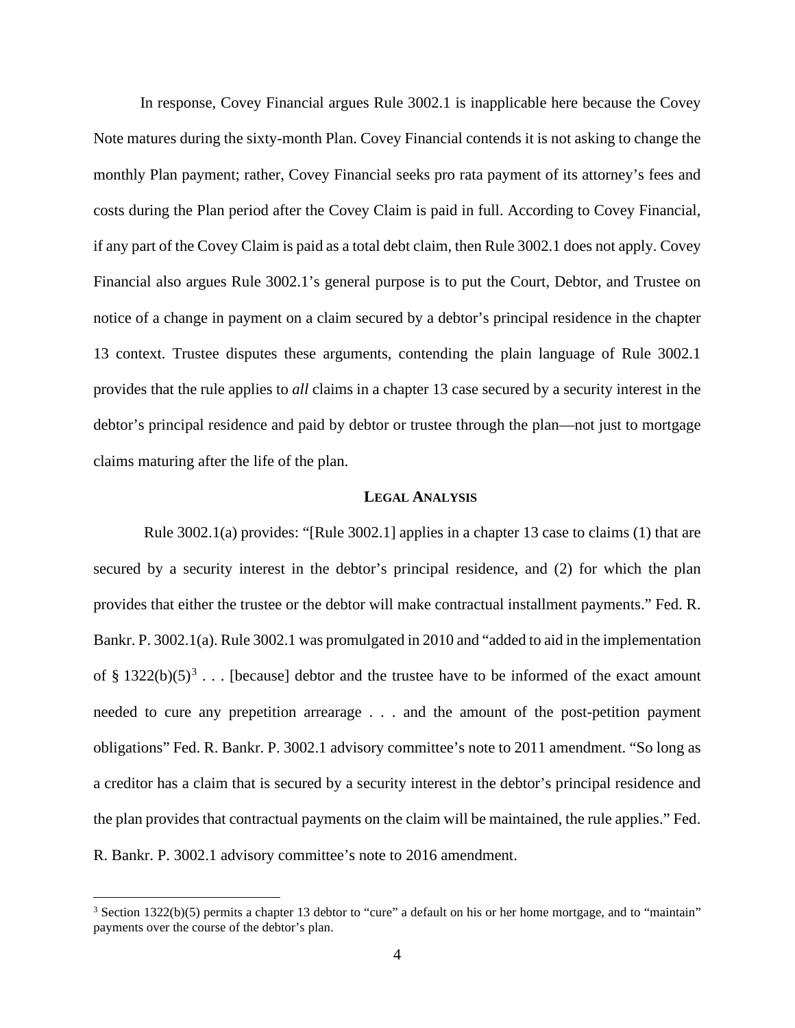In response, Covey Financial argues Rule 3002.1 is inapplicable here because the Covey Note matures during the sixty-month Plan. Covey Financial contends it is not asking to change the monthly Plan payment; rather, Covey Financial seeks pro rata payment of its attorney's fees and costs during the Plan period after the Covey Claim is paid in full. According to Covey Financial, if any part of the Covey Claim is paid as a total debt claim, then Rule 3002.1 does not apply. Covey Financial also argues Rule 3002.1's general purpose is to put the Court, Debtor, and Trustee on notice of a change in payment on a claim secured by a debtor's principal residence in the chapter 13 context. Trustee disputes these arguments, contending the plain language of Rule 3002.1 provides that the rule applies to *all* claims in a chapter 13 case secured by a security interest in the debtor's principal residence and paid by debtor or trustee through the plan—not just to mortgage claims maturing after the life of the plan.

## LEGAL ANALYSIS

Rule 3002.1(a) provides: "[Rule 3002.1] applies in a chapter 13 case to claims (1) that are secured by a security interest in the debtor's principal residence, and (2) for which the plan provides that either the trustee or the debtor will make contractual installment payments." Fed. R. Bankr. P. 3002.1(a). Rule 3002.1 was promulgated in 2010 and "added to aid in the implementation of § 1322(b)(5)[3] . . . [because] debtor and the trustee have to be informed of the exact amount needed to cure any prepetition arrearage . . . and the amount of the post-petition payment obligations" Fed. R. Bankr. P. 3002.1 advisory committee's note to 2011 amendment. "So long as a creditor has a claim that is secured by a security interest in the debtor's principal residence and the plan provides that contractual payments on the claim will be maintained, the rule applies." Fed. R. Bankr. P. 3002.1 advisory committee's note to 2016 amendment.

---

[3] Section 1322(b)(5) permits a chapter 13 debtor to "cure" a default on his or her home mortgage, and to "maintain" payments over the course of the debtor's plan.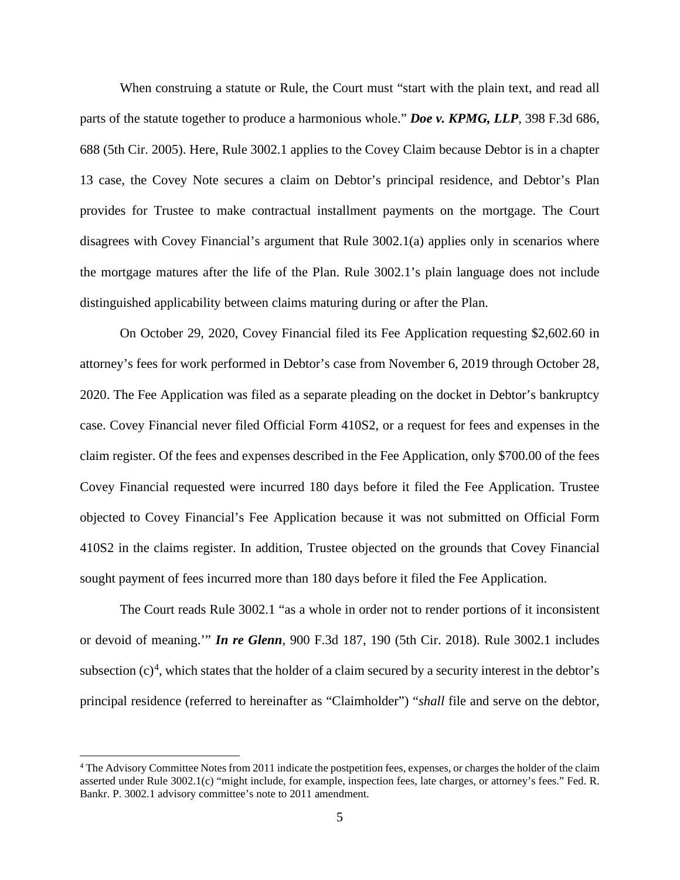When construing a statute or Rule, the Court must "start with the plain text, and read all parts of the statute together to produce a harmonious whole." ***Doe v. KPMG, LLP***, 398 F.3d 686, 688 (5th Cir. 2005). Here, Rule 3002.1 applies to the Covey Claim because Debtor is in a chapter 13 case, the Covey Note secures a claim on Debtor's principal residence, and Debtor's Plan provides for Trustee to make contractual installment payments on the mortgage. The Court disagrees with Covey Financial's argument that Rule 3002.1(a) applies only in scenarios where the mortgage matures after the life of the Plan. Rule 3002.1's plain language does not include distinguished applicability between claims maturing during or after the Plan.

On October 29, 2020, Covey Financial filed its Fee Application requesting $2,602.60 in attorney's fees for work performed in Debtor's case from November 6, 2019 through October 28, 2020. The Fee Application was filed as a separate pleading on the docket in Debtor's bankruptcy case. Covey Financial never filed Official Form 410S2, or a request for fees and expenses in the claim register. Of the fees and expenses described in the Fee Application, only $700.00 of the fees Covey Financial requested were incurred 180 days before it filed the Fee Application. Trustee objected to Covey Financial's Fee Application because it was not submitted on Official Form 410S2 in the claims register. In addition, Trustee objected on the grounds that Covey Financial sought payment of fees incurred more than 180 days before it filed the Fee Application.

The Court reads Rule 3002.1 "as a whole in order not to render portions of it inconsistent or devoid of meaning.'" ***In re Glenn***, 900 F.3d 187, 190 (5th Cir. 2018). Rule 3002.1 includes subsection (c)[4], which states that the holder of a claim secured by a security interest in the debtor's principal residence (referred to hereinafter as "Claimholder") "*shall* file and serve on the debtor,

---

[4] The Advisory Committee Notes from 2011 indicate the postpetition fees, expenses, or charges the holder of the claim asserted under Rule 3002.1(c) "might include, for example, inspection fees, late charges, or attorney's fees." Fed. R. Bankr. P. 3002.1 advisory committee's note to 2011 amendment.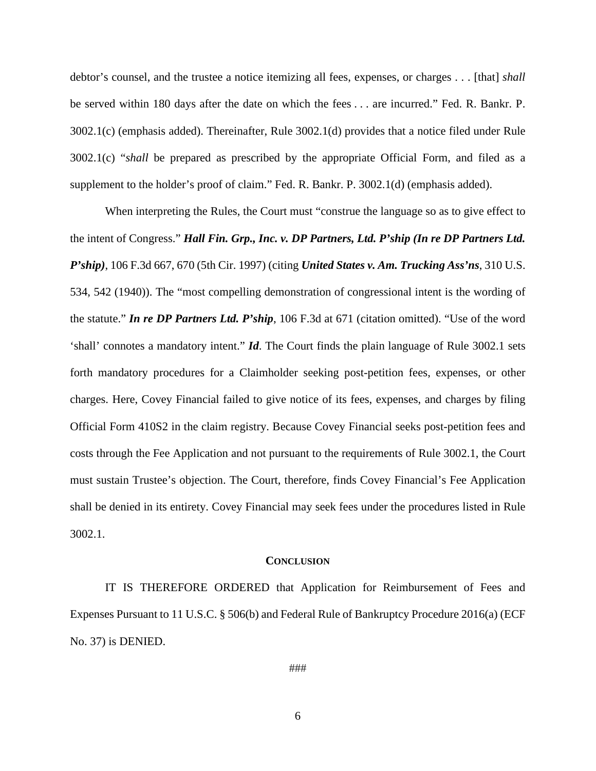debtor's counsel, and the trustee a notice itemizing all fees, expenses, or charges . . . [that] *shall* be served within 180 days after the date on which the fees . . . are incurred." Fed. R. Bankr. P. 3002.1(c) (emphasis added). Thereinafter, Rule 3002.1(d) provides that a notice filed under Rule 3002.1(c) "*shall* be prepared as prescribed by the appropriate Official Form, and filed as a supplement to the holder's proof of claim." Fed. R. Bankr. P. 3002.1(d) (emphasis added).

When interpreting the Rules, the Court must "construe the language so as to give effect to the intent of Congress." ***Hall Fin. Grp., Inc. v. DP Partners, Ltd. P'ship (In re DP Partners Ltd. P'ship)***, 106 F.3d 667, 670 (5th Cir. 1997) (citing ***United States v. Am. Trucking Ass'ns***, 310 U.S. 534, 542 (1940)). The "most compelling demonstration of congressional intent is the wording of the statute." ***In re DP Partners Ltd. P'ship***, 106 F.3d at 671 (citation omitted). "Use of the word 'shall' connotes a mandatory intent." ***Id***. The Court finds the plain language of Rule 3002.1 sets forth mandatory procedures for a Claimholder seeking post-petition fees, expenses, or other charges. Here, Covey Financial failed to give notice of its fees, expenses, and charges by filing Official Form 410S2 in the claim registry. Because Covey Financial seeks post-petition fees and costs through the Fee Application and not pursuant to the requirements of Rule 3002.1, the Court must sustain Trustee's objection. The Court, therefore, finds Covey Financial's Fee Application shall be denied in its entirety. Covey Financial may seek fees under the procedures listed in Rule 3002.1.

## CONCLUSION

IT IS THEREFORE ORDERED that Application for Reimbursement of Fees and Expenses Pursuant to 11 U.S.C. § 506(b) and Federal Rule of Bankruptcy Procedure 2016(a) (ECF No. 37) is DENIED.

###